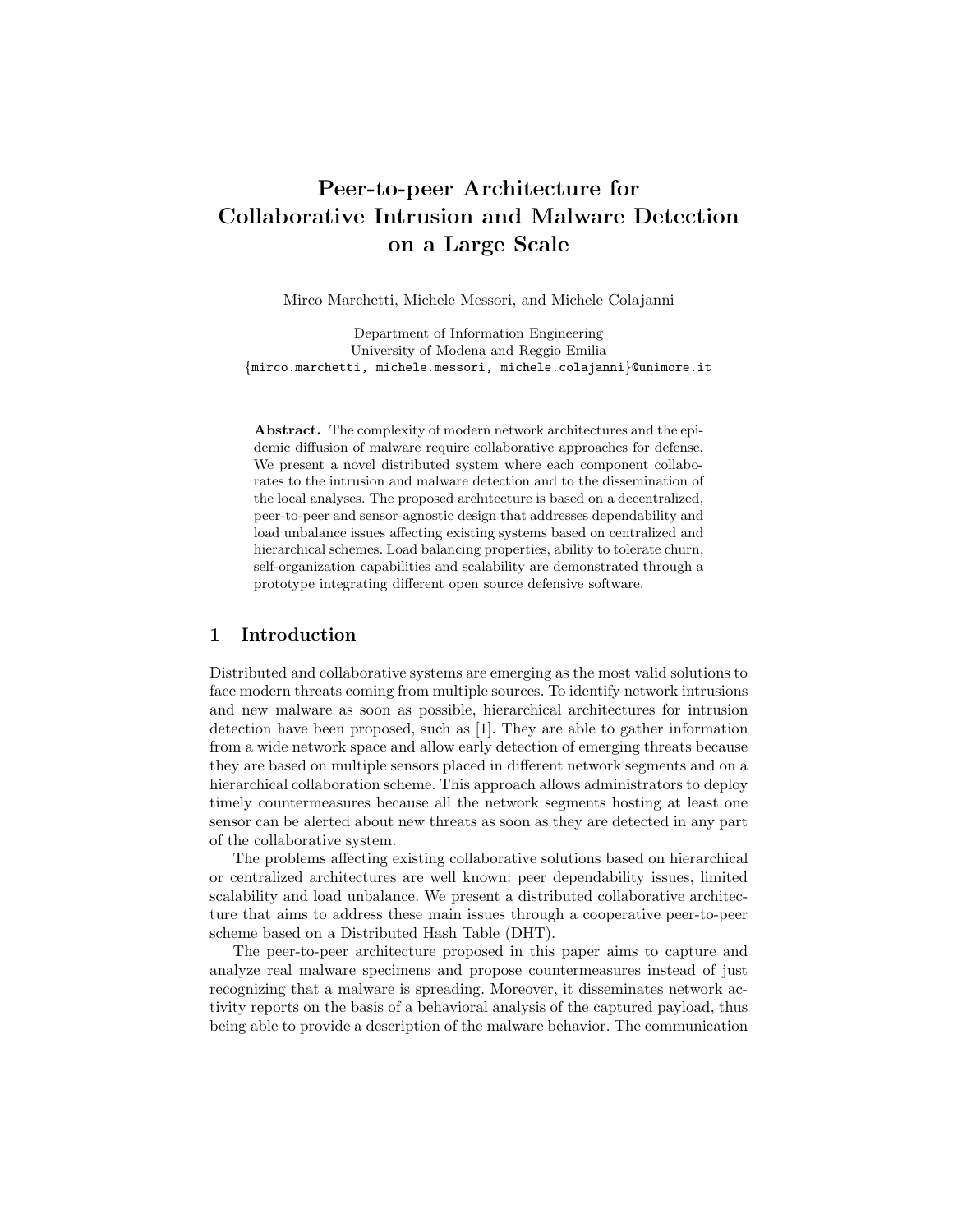# Peer-to-peer Architecture for Collaborative Intrusion and Malware Detection on a Large Scale

Mirco Marchetti, Michele Messori, and Michele Colajanni

Department of Information Engineering
University of Modena and Reggio Emilia
{mirco.marchetti, michele.messori, michele.colajanni}@unimore.it

**Abstract.** The complexity of modern network architectures and the epidemic diffusion of malware require collaborative approaches for defense. We present a novel distributed system where each component collaborates to the intrusion and malware detection and to the dissemination of the local analyses. The proposed architecture is based on a decentralized, peer-to-peer and sensor-agnostic design that addresses dependability and load unbalance issues affecting existing systems based on centralized and hierarchical schemes. Load balancing properties, ability to tolerate churn, self-organization capabilities and scalability are demonstrated through a prototype integrating different open source defensive software.

## 1 Introduction

Distributed and collaborative systems are emerging as the most valid solutions to face modern threats coming from multiple sources. To identify network intrusions and new malware as soon as possible, hierarchical architectures for intrusion detection have been proposed, such as [1]. They are able to gather information from a wide network space and allow early detection of emerging threats because they are based on multiple sensors placed in different network segments and on a hierarchical collaboration scheme. This approach allows administrators to deploy timely countermeasures because all the network segments hosting at least one sensor can be alerted about new threats as soon as they are detected in any part of the collaborative system.

The problems affecting existing collaborative solutions based on hierarchical or centralized architectures are well known: peer dependability issues, limited scalability and load unbalance. We present a distributed collaborative architecture that aims to address these main issues through a cooperative peer-to-peer scheme based on a Distributed Hash Table (DHT).

The peer-to-peer architecture proposed in this paper aims to capture and analyze real malware specimens and propose countermeasures instead of just recognizing that a malware is spreading. Moreover, it disseminates network activity reports on the basis of a behavioral analysis of the captured payload, thus being able to provide a description of the malware behavior. The communication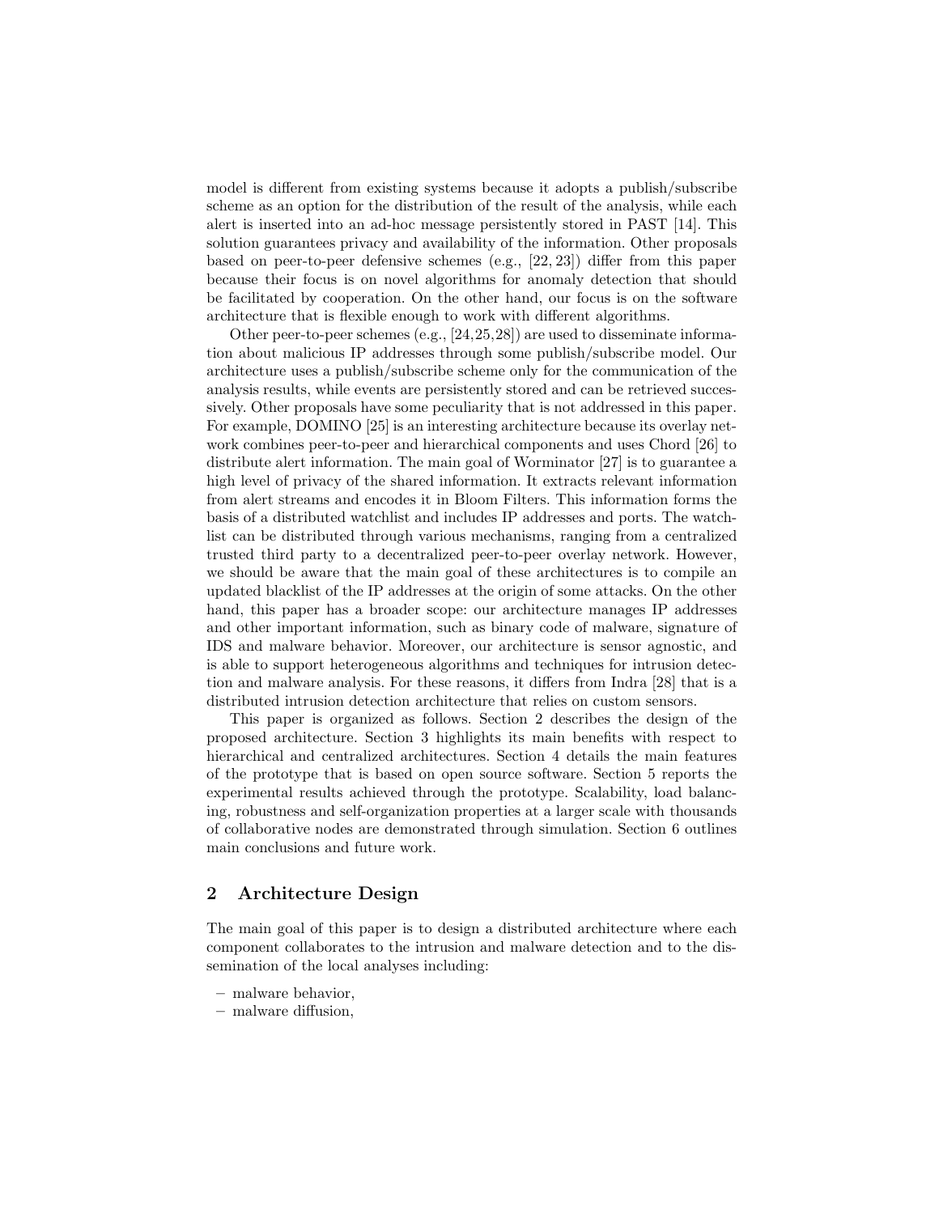model is different from existing systems because it adopts a publish/subscribe scheme as an option for the distribution of the result of the analysis, while each alert is inserted into an ad-hoc message persistently stored in PAST [14]. This solution guarantees privacy and availability of the information. Other proposals based on peer-to-peer defensive schemes (e.g., [22, 23]) differ from this paper because their focus is on novel algorithms for anomaly detection that should be facilitated by cooperation. On the other hand, our focus is on the software architecture that is flexible enough to work with different algorithms.

Other peer-to-peer schemes (e.g., [24,25,28]) are used to disseminate information about malicious IP addresses through some publish/subscribe model. Our architecture uses a publish/subscribe scheme only for the communication of the analysis results, while events are persistently stored and can be retrieved successively. Other proposals have some peculiarity that is not addressed in this paper. For example, DOMINO [25] is an interesting architecture because its overlay network combines peer-to-peer and hierarchical components and uses Chord [26] to distribute alert information. The main goal of Worminator [27] is to guarantee a high level of privacy of the shared information. It extracts relevant information from alert streams and encodes it in Bloom Filters. This information forms the basis of a distributed watchlist and includes IP addresses and ports. The watchlist can be distributed through various mechanisms, ranging from a centralized trusted third party to a decentralized peer-to-peer overlay network. However, we should be aware that the main goal of these architectures is to compile an updated blacklist of the IP addresses at the origin of some attacks. On the other hand, this paper has a broader scope: our architecture manages IP addresses and other important information, such as binary code of malware, signature of IDS and malware behavior. Moreover, our architecture is sensor agnostic, and is able to support heterogeneous algorithms and techniques for intrusion detection and malware analysis. For these reasons, it differs from Indra [28] that is a distributed intrusion detection architecture that relies on custom sensors.

This paper is organized as follows. Section 2 describes the design of the proposed architecture. Section 3 highlights its main benefits with respect to hierarchical and centralized architectures. Section 4 details the main features of the prototype that is based on open source software. Section 5 reports the experimental results achieved through the prototype. Scalability, load balancing, robustness and self-organization properties at a larger scale with thousands of collaborative nodes are demonstrated through simulation. Section 6 outlines main conclusions and future work.

## 2 Architecture Design

The main goal of this paper is to design a distributed architecture where each component collaborates to the intrusion and malware detection and to the dissemination of the local analyses including:

- malware behavior,
- malware diffusion,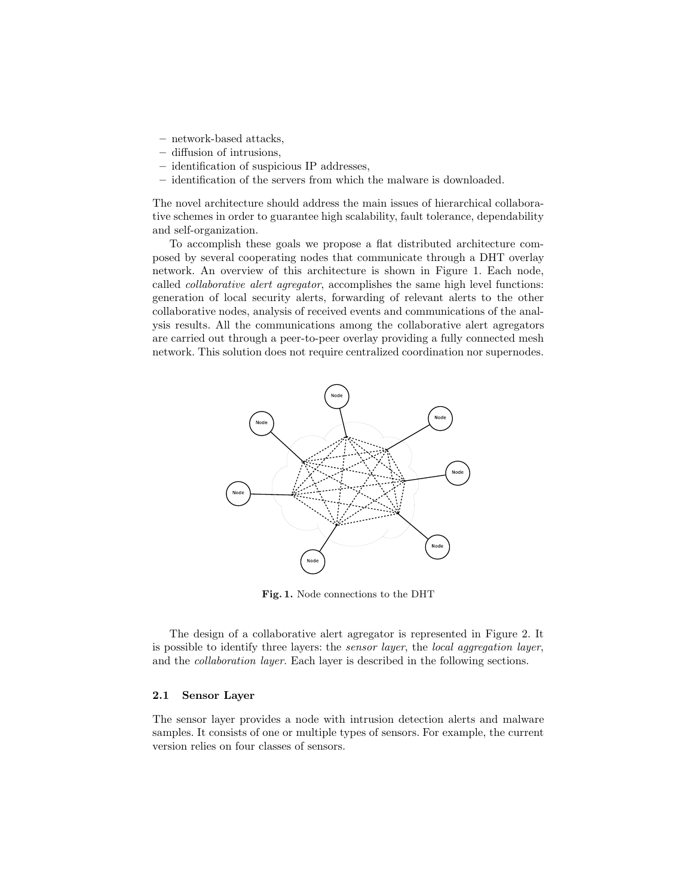- network-based attacks,
- diffusion of intrusions,
- identification of suspicious IP addresses,
- identification of the servers from which the malware is downloaded.

The novel architecture should address the main issues of hierarchical collaborative schemes in order to guarantee high scalability, fault tolerance, dependability and self-organization.

To accomplish these goals we propose a flat distributed architecture composed by several cooperating nodes that communicate through a DHT overlay network. An overview of this architecture is shown in Figure 1. Each node, called *collaborative alert agregator*, accomplishes the same high level functions: generation of local security alerts, forwarding of relevant alerts to the other collaborative nodes, analysis of received events and communications of the analysis results. All the communications among the collaborative alert agregators are carried out through a peer-to-peer overlay providing a fully connected mesh network. This solution does not require centralized coordination nor supernodes.

**Fig. 1.** Node connections to the DHT

The design of a collaborative alert agregator is represented in Figure 2. It is possible to identify three layers: the *sensor layer*, the *local aggregation layer*, and the *collaboration layer*. Each layer is described in the following sections.

### 2.1 Sensor Layer

The sensor layer provides a node with intrusion detection alerts and malware samples. It consists of one or multiple types of sensors. For example, the current version relies on four classes of sensors.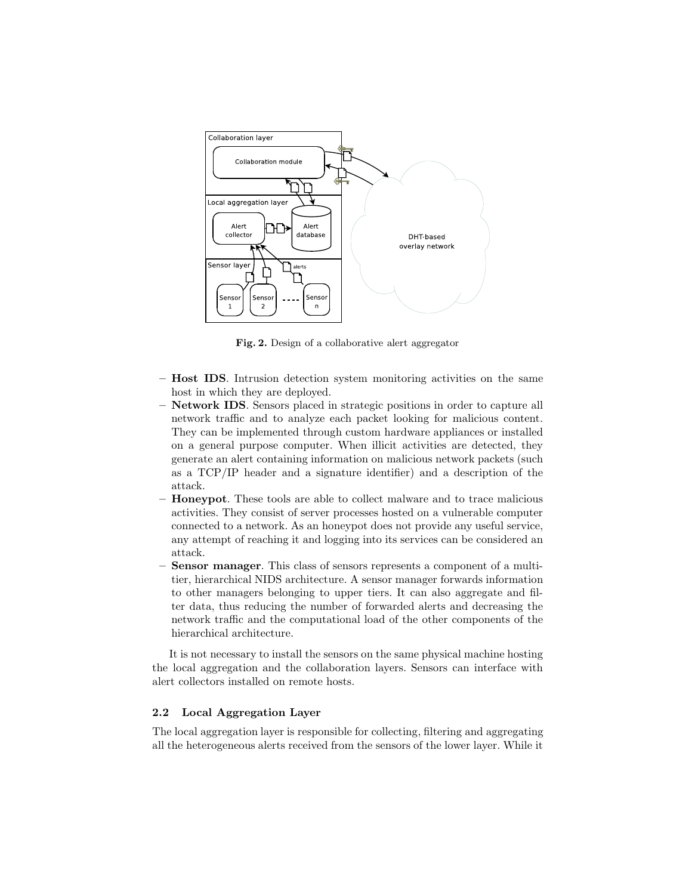Collaboration layer

Collaboration module

Local aggregation layer

Alert collector

Alert database

Sensor layer

alerts

Sensor 1

Sensor 2

Sensor n

DHT-based overlay network

**Fig. 2.** Design of a collaborative alert aggregator

- **Host IDS**. Intrusion detection system monitoring activities on the same host in which they are deployed.
- **Network IDS**. Sensors placed in strategic positions in order to capture all network traffic and to analyze each packet looking for malicious content. They can be implemented through custom hardware appliances or installed on a general purpose computer. When illicit activities are detected, they generate an alert containing information on malicious network packets (such as a TCP/IP header and a signature identifier) and a description of the attack.
- **Honeypot**. These tools are able to collect malware and to trace malicious activities. They consist of server processes hosted on a vulnerable computer connected to a network. As an honeypot does not provide any useful service, any attempt of reaching it and logging into its services can be considered an attack.
- **Sensor manager**. This class of sensors represents a component of a multi-tier, hierarchical NIDS architecture. A sensor manager forwards information to other managers belonging to upper tiers. It can also aggregate and filter data, thus reducing the number of forwarded alerts and decreasing the network traffic and the computational load of the other components of the hierarchical architecture.

It is not necessary to install the sensors on the same physical machine hosting the local aggregation and the collaboration layers. Sensors can interface with alert collectors installed on remote hosts.

### 2.2 Local Aggregation Layer

The local aggregation layer is responsible for collecting, filtering and aggregating all the heterogeneous alerts received from the sensors of the lower layer. While it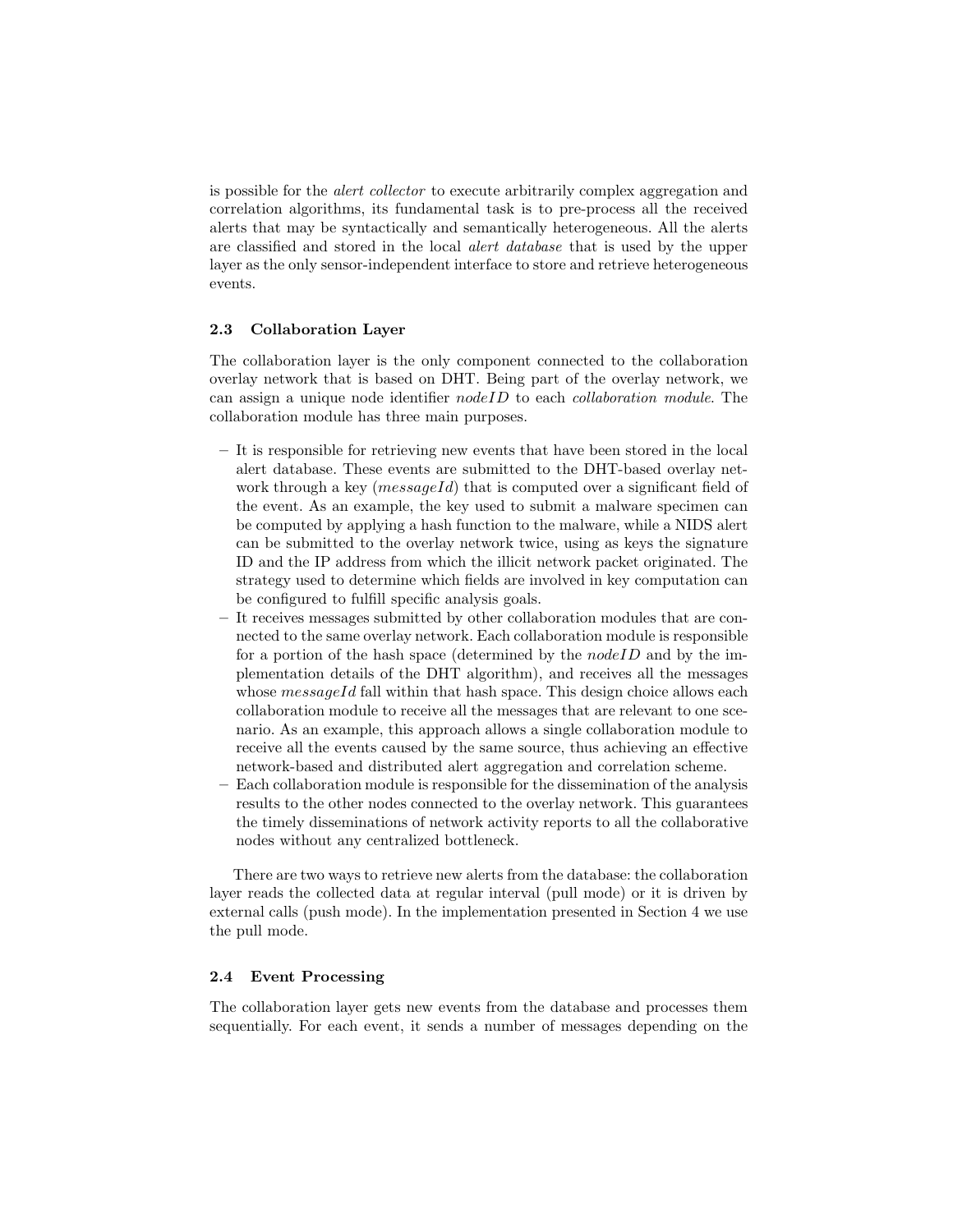is possible for the *alert collector* to execute arbitrarily complex aggregation and correlation algorithms, its fundamental task is to pre-process all the received alerts that may be syntactically and semantically heterogeneous. All the alerts are classified and stored in the local *alert database* that is used by the upper layer as the only sensor-independent interface to store and retrieve heterogeneous events.

### 2.3 Collaboration Layer

The collaboration layer is the only component connected to the collaboration overlay network that is based on DHT. Being part of the overlay network, we can assign a unique node identifier $nodeID$ to each *collaboration module*. The collaboration module has three main purposes.

- It is responsible for retrieving new events that have been stored in the local alert database. These events are submitted to the DHT-based overlay network through a key ($messageId$) that is computed over a significant field of the event. As an example, the key used to submit a malware specimen can be computed by applying a hash function to the malware, while a NIDS alert can be submitted to the overlay network twice, using as keys the signature ID and the IP address from which the illicit network packet originated. The strategy used to determine which fields are involved in key computation can be configured to fulfill specific analysis goals.
- It receives messages submitted by other collaboration modules that are connected to the same overlay network. Each collaboration module is responsible for a portion of the hash space (determined by the $nodeID$ and by the implementation details of the DHT algorithm), and receives all the messages whose $messageId$ fall within that hash space. This design choice allows each collaboration module to receive all the messages that are relevant to one scenario. As an example, this approach allows a single collaboration module to receive all the events caused by the same source, thus achieving an effective network-based and distributed alert aggregation and correlation scheme.
- Each collaboration module is responsible for the dissemination of the analysis results to the other nodes connected to the overlay network. This guarantees the timely disseminations of network activity reports to all the collaborative nodes without any centralized bottleneck.

There are two ways to retrieve new alerts from the database: the collaboration layer reads the collected data at regular interval (pull mode) or it is driven by external calls (push mode). In the implementation presented in Section 4 we use the pull mode.

### 2.4 Event Processing

The collaboration layer gets new events from the database and processes them sequentially. For each event, it sends a number of messages depending on the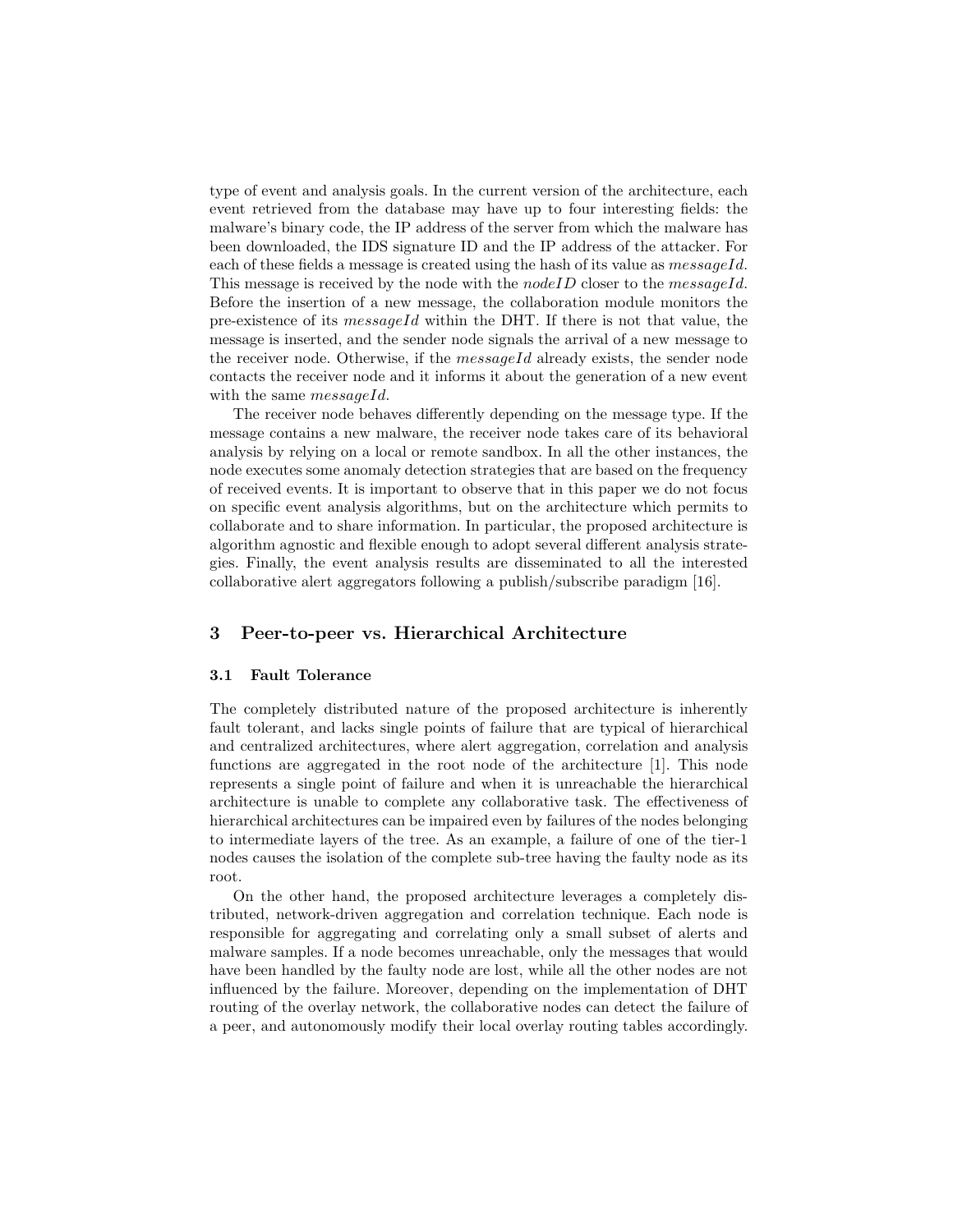type of event and analysis goals. In the current version of the architecture, each event retrieved from the database may have up to four interesting fields: the malware's binary code, the IP address of the server from which the malware has been downloaded, the IDS signature ID and the IP address of the attacker. For each of these fields a message is created using the hash of its value as *messageId*. This message is received by the node with the *nodeID* closer to the *messageId*. Before the insertion of a new message, the collaboration module monitors the pre-existence of its *messageId* within the DHT. If there is not that value, the message is inserted, and the sender node signals the arrival of a new message to the receiver node. Otherwise, if the *messageId* already exists, the sender node contacts the receiver node and it informs it about the generation of a new event with the same *messageId*.

The receiver node behaves differently depending on the message type. If the message contains a new malware, the receiver node takes care of its behavioral analysis by relying on a local or remote sandbox. In all the other instances, the node executes some anomaly detection strategies that are based on the frequency of received events. It is important to observe that in this paper we do not focus on specific event analysis algorithms, but on the architecture which permits to collaborate and to share information. In particular, the proposed architecture is algorithm agnostic and flexible enough to adopt several different analysis strategies. Finally, the event analysis results are disseminated to all the interested collaborative alert aggregators following a publish/subscribe paradigm [16].

## 3 Peer-to-peer vs. Hierarchical Architecture

### 3.1 Fault Tolerance

The completely distributed nature of the proposed architecture is inherently fault tolerant, and lacks single points of failure that are typical of hierarchical and centralized architectures, where alert aggregation, correlation and analysis functions are aggregated in the root node of the architecture [1]. This node represents a single point of failure and when it is unreachable the hierarchical architecture is unable to complete any collaborative task. The effectiveness of hierarchical architectures can be impaired even by failures of the nodes belonging to intermediate layers of the tree. As an example, a failure of one of the tier-1 nodes causes the isolation of the complete sub-tree having the faulty node as its root.

On the other hand, the proposed architecture leverages a completely distributed, network-driven aggregation and correlation technique. Each node is responsible for aggregating and correlating only a small subset of alerts and malware samples. If a node becomes unreachable, only the messages that would have been handled by the faulty node are lost, while all the other nodes are not influenced by the failure. Moreover, depending on the implementation of DHT routing of the overlay network, the collaborative nodes can detect the failure of a peer, and autonomously modify their local overlay routing tables accordingly.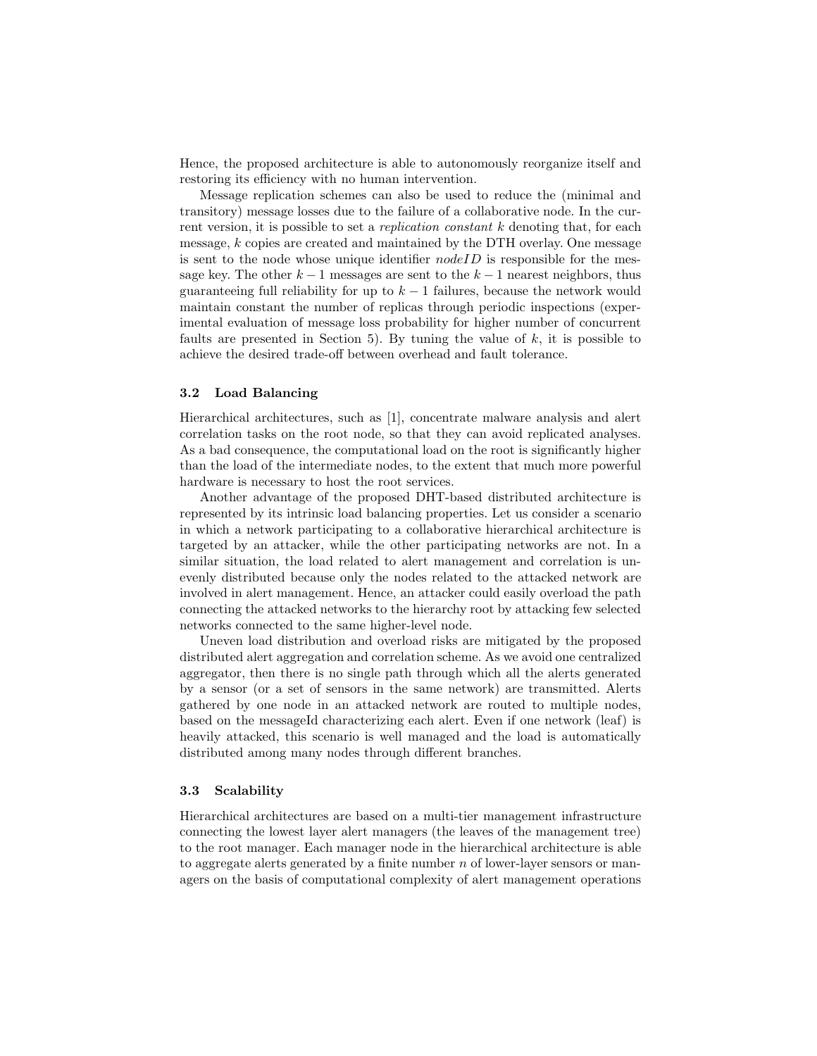Hence, the proposed architecture is able to autonomously reorganize itself and restoring its efficiency with no human intervention.

Message replication schemes can also be used to reduce the (minimal and transitory) message losses due to the failure of a collaborative node. In the current version, it is possible to set a *replication constant* $k$ denoting that, for each message, $k$ copies are created and maintained by the DTH overlay. One message is sent to the node whose unique identifier $nodeID$ is responsible for the message key. The other $k-1$ messages are sent to the $k-1$ nearest neighbors, thus guaranteeing full reliability for up to $k-1$ failures, because the network would maintain constant the number of replicas through periodic inspections (experimental evaluation of message loss probability for higher number of concurrent faults are presented in Section 5). By tuning the value of $k$, it is possible to achieve the desired trade-off between overhead and fault tolerance.

### 3.2 Load Balancing

Hierarchical architectures, such as [1], concentrate malware analysis and alert correlation tasks on the root node, so that they can avoid replicated analyses. As a bad consequence, the computational load on the root is significantly higher than the load of the intermediate nodes, to the extent that much more powerful hardware is necessary to host the root services.

Another advantage of the proposed DHT-based distributed architecture is represented by its intrinsic load balancing properties. Let us consider a scenario in which a network participating to a collaborative hierarchical architecture is targeted by an attacker, while the other participating networks are not. In a similar situation, the load related to alert management and correlation is unevenly distributed because only the nodes related to the attacked network are involved in alert management. Hence, an attacker could easily overload the path connecting the attacked networks to the hierarchy root by attacking few selected networks connected to the same higher-level node.

Uneven load distribution and overload risks are mitigated by the proposed distributed alert aggregation and correlation scheme. As we avoid one centralized aggregator, then there is no single path through which all the alerts generated by a sensor (or a set of sensors in the same network) are transmitted. Alerts gathered by one node in an attacked network are routed to multiple nodes, based on the messageId characterizing each alert. Even if one network (leaf) is heavily attacked, this scenario is well managed and the load is automatically distributed among many nodes through different branches.

### 3.3 Scalability

Hierarchical architectures are based on a multi-tier management infrastructure connecting the lowest layer alert managers (the leaves of the management tree) to the root manager. Each manager node in the hierarchical architecture is able to aggregate alerts generated by a finite number $n$ of lower-layer sensors or managers on the basis of computational complexity of alert management operations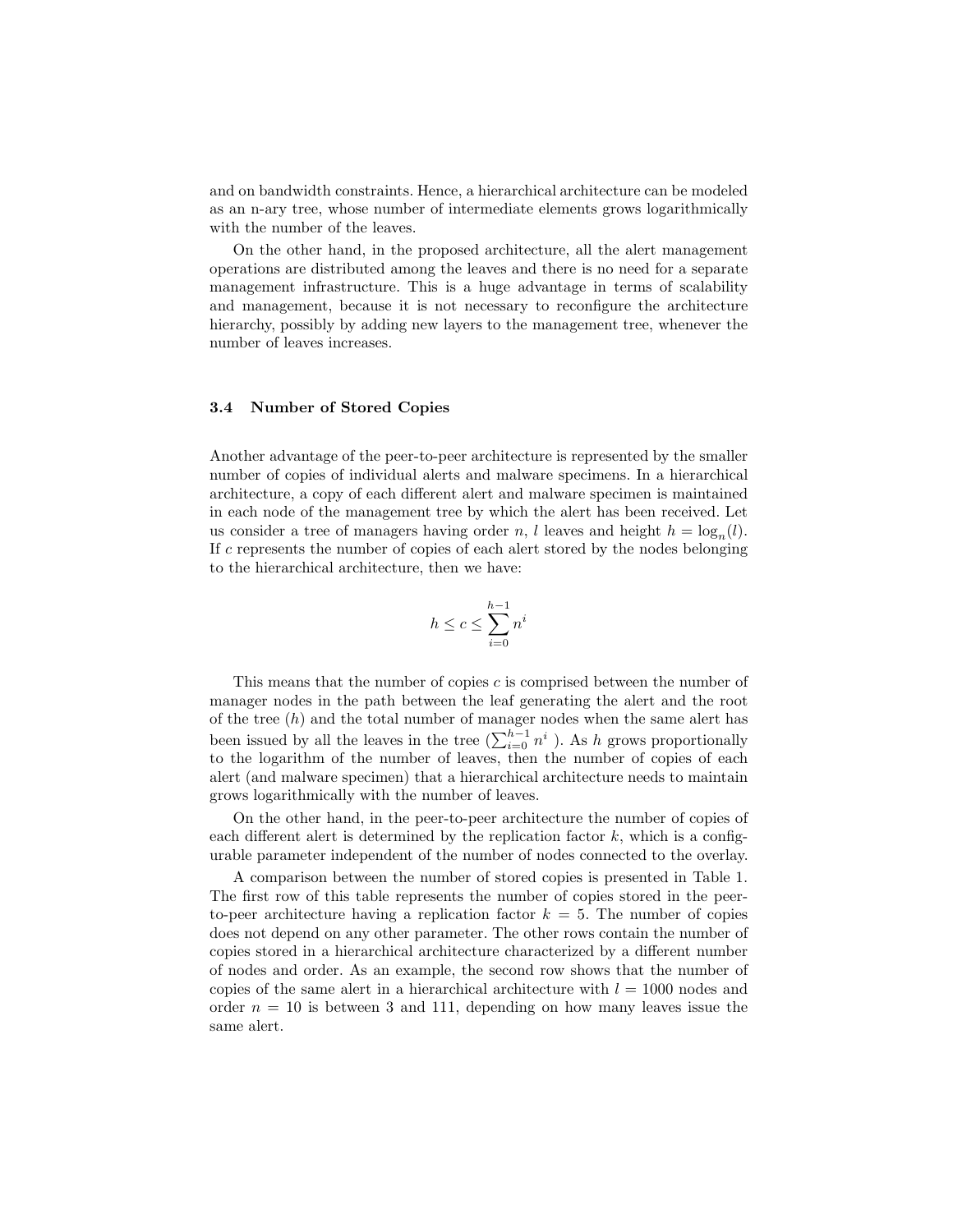and on bandwidth constraints. Hence, a hierarchical architecture can be modeled as an n-ary tree, whose number of intermediate elements grows logarithmically with the number of the leaves.

On the other hand, in the proposed architecture, all the alert management operations are distributed among the leaves and there is no need for a separate management infrastructure. This is a huge advantage in terms of scalability and management, because it is not necessary to reconfigure the architecture hierarchy, possibly by adding new layers to the management tree, whenever the number of leaves increases.

### 3.4 Number of Stored Copies

Another advantage of the peer-to-peer architecture is represented by the smaller number of copies of individual alerts and malware specimens. In a hierarchical architecture, a copy of each different alert and malware specimen is maintained in each node of the management tree by which the alert has been received. Let us consider a tree of managers having order $n$, $l$ leaves and height $h = \log_n(l)$. If $c$ represents the number of copies of each alert stored by the nodes belonging to the hierarchical architecture, then we have:

$$h \leq c \leq \sum_{i=0}^{h-1} n^i$$

This means that the number of copies $c$ is comprised between the number of manager nodes in the path between the leaf generating the alert and the root of the tree ($h$) and the total number of manager nodes when the same alert has been issued by all the leaves in the tree ($\sum_{i=0}^{h-1} n^i$ ). As $h$ grows proportionally to the logarithm of the number of leaves, then the number of copies of each alert (and malware specimen) that a hierarchical architecture needs to maintain grows logarithmically with the number of leaves.

On the other hand, in the peer-to-peer architecture the number of copies of each different alert is determined by the replication factor $k$, which is a configurable parameter independent of the number of nodes connected to the overlay.

A comparison between the number of stored copies is presented in Table 1. The first row of this table represents the number of copies stored in the peer-to-peer architecture having a replication factor $k = 5$. The number of copies does not depend on any other parameter. The other rows contain the number of copies stored in a hierarchical architecture characterized by a different number of nodes and order. As an example, the second row shows that the number of copies of the same alert in a hierarchical architecture with $l = 1000$ nodes and order $n = 10$ is between 3 and 111, depending on how many leaves issue the same alert.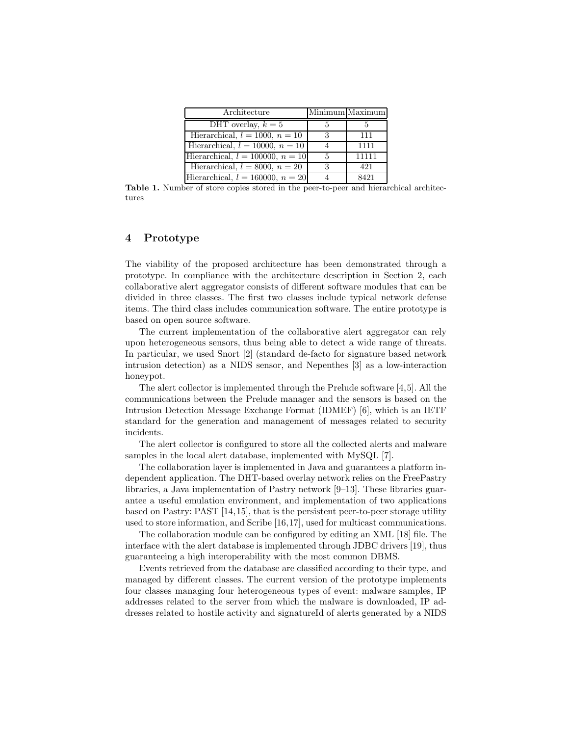| Architecture | Minimum | Maximum |
|---|---|---|
| DHT overlay, $k = 5$ | 5 | 5 |
| Hierarchical, $l = 1000$, $n = 10$ | 3 | 111 |
| Hierarchical, $l = 10000$, $n = 10$ | 4 | 1111 |
| Hierarchical, $l = 100000$, $n = 10$ | 5 | 11111 |
| Hierarchical, $l = 8000$, $n = 20$ | 3 | 421 |
| Hierarchical, $l = 160000$, $n = 20$ | 4 | 8421 |

**Table 1.** Number of store copies stored in the peer-to-peer and hierarchical architectures

## 4 Prototype

The viability of the proposed architecture has been demonstrated through a prototype. In compliance with the architecture description in Section 2, each collaborative alert aggregator consists of different software modules that can be divided in three classes. The first two classes include typical network defense items. The third class includes communication software. The entire prototype is based on open source software.

The current implementation of the collaborative alert aggregator can rely upon heterogeneous sensors, thus being able to detect a wide range of threats. In particular, we used Snort [2] (standard de-facto for signature based network intrusion detection) as a NIDS sensor, and Nepenthes [3] as a low-interaction honeypot.

The alert collector is implemented through the Prelude software [4,5]. All the communications between the Prelude manager and the sensors is based on the Intrusion Detection Message Exchange Format (IDMEF) [6], which is an IETF standard for the generation and management of messages related to security incidents.

The alert collector is configured to store all the collected alerts and malware samples in the local alert database, implemented with MySQL [7].

The collaboration layer is implemented in Java and guarantees a platform independent application. The DHT-based overlay network relies on the FreePastry libraries, a Java implementation of Pastry network [9–13]. These libraries guarantee a useful emulation environment, and implementation of two applications based on Pastry: PAST [14,15], that is the persistent peer-to-peer storage utility used to store information, and Scribe [16,17], used for multicast communications.

The collaboration module can be configured by editing an XML [18] file. The interface with the alert database is implemented through JDBC drivers [19], thus guaranteeing a high interoperability with the most common DBMS.

Events retrieved from the database are classified according to their type, and managed by different classes. The current version of the prototype implements four classes managing four heterogeneous types of event: malware samples, IP addresses related to the server from which the malware is downloaded, IP addresses related to hostile activity and signatureId of alerts generated by a NIDS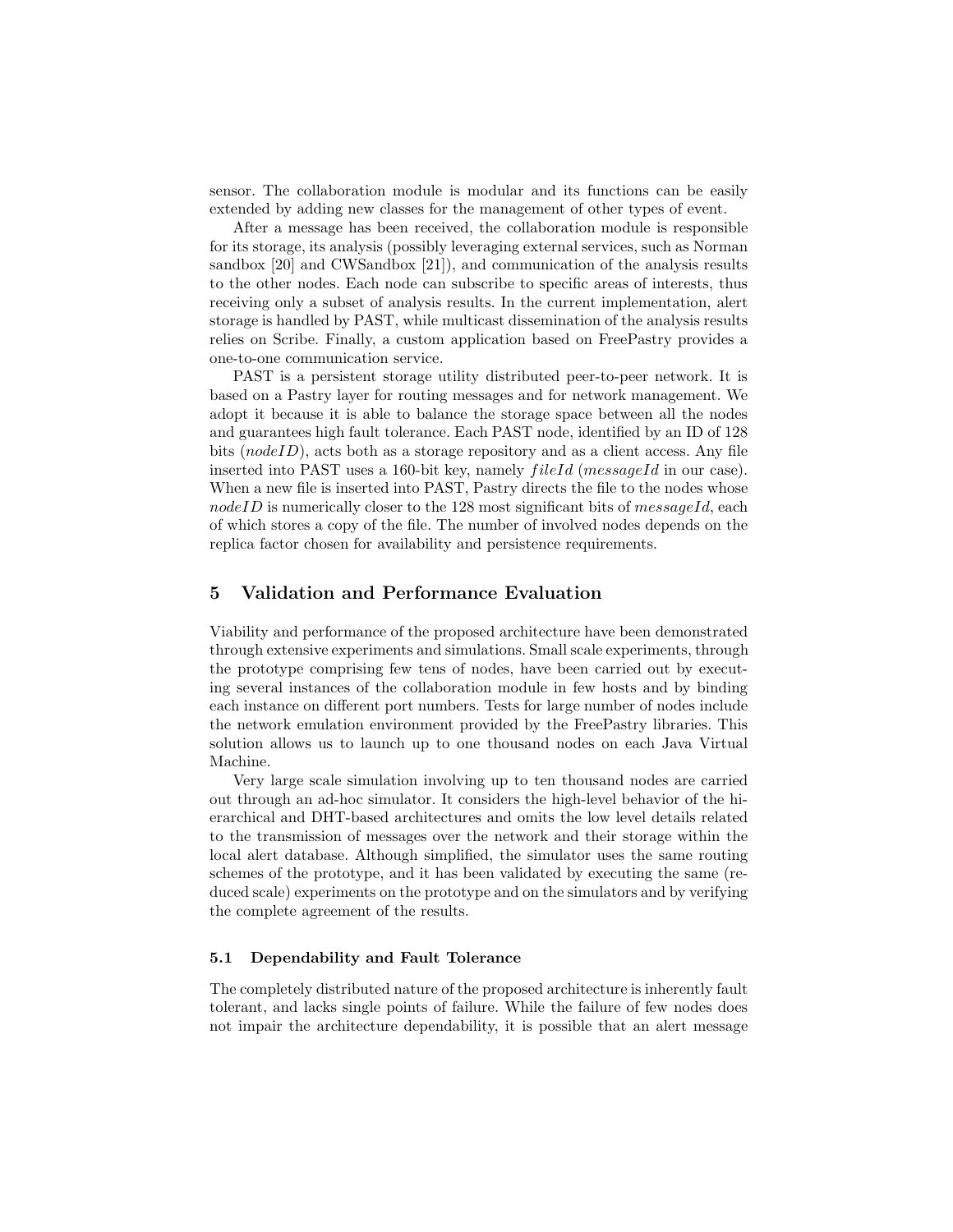sensor. The collaboration module is modular and its functions can be easily extended by adding new classes for the management of other types of event.

After a message has been received, the collaboration module is responsible for its storage, its analysis (possibly leveraging external services, such as Norman sandbox [20] and CWSandbox [21]), and communication of the analysis results to the other nodes. Each node can subscribe to specific areas of interests, thus receiving only a subset of analysis results. In the current implementation, alert storage is handled by PAST, while multicast dissemination of the analysis results relies on Scribe. Finally, a custom application based on FreePastry provides a one-to-one communication service.

PAST is a persistent storage utility distributed peer-to-peer network. It is based on a Pastry layer for routing messages and for network management. We adopt it because it is able to balance the storage space between all the nodes and guarantees high fault tolerance. Each PAST node, identified by an ID of 128 bits (*nodeID*), acts both as a storage repository and as a client access. Any file inserted into PAST uses a 160-bit key, namely $fileId$ (*messageId* in our case). When a new file is inserted into PAST, Pastry directs the file to the nodes whose $nodeID$ is numerically closer to the 128 most significant bits of *messageId*, each of which stores a copy of the file. The number of involved nodes depends on the replica factor chosen for availability and persistence requirements.

## 5 Validation and Performance Evaluation

Viability and performance of the proposed architecture have been demonstrated through extensive experiments and simulations. Small scale experiments, through the prototype comprising few tens of nodes, have been carried out by executing several instances of the collaboration module in few hosts and by binding each instance on different port numbers. Tests for large number of nodes include the network emulation environment provided by the FreePastry libraries. This solution allows us to launch up to one thousand nodes on each Java Virtual Machine.

Very large scale simulation involving up to ten thousand nodes are carried out through an ad-hoc simulator. It considers the high-level behavior of the hierarchical and DHT-based architectures and omits the low level details related to the transmission of messages over the network and their storage within the local alert database. Although simplified, the simulator uses the same routing schemes of the prototype, and it has been validated by executing the same (reduced scale) experiments on the prototype and on the simulators and by verifying the complete agreement of the results.

### 5.1 Dependability and Fault Tolerance

The completely distributed nature of the proposed architecture is inherently fault tolerant, and lacks single points of failure. While the failure of few nodes does not impair the architecture dependability, it is possible that an alert message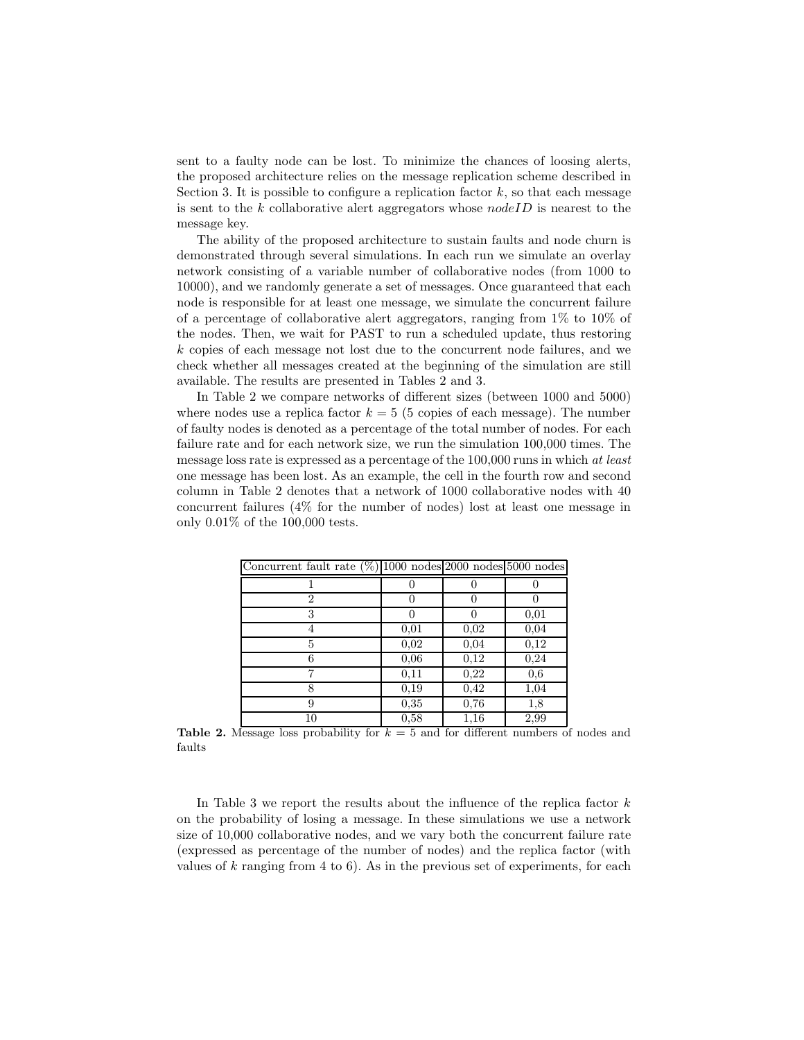sent to a faulty node can be lost. To minimize the chances of loosing alerts, the proposed architecture relies on the message replication scheme described in Section 3. It is possible to configure a replication factor $k$, so that each message is sent to the $k$ collaborative alert aggregators whose $nodeID$ is nearest to the message key.

The ability of the proposed architecture to sustain faults and node churn is demonstrated through several simulations. In each run we simulate an overlay network consisting of a variable number of collaborative nodes (from 1000 to 10000), and we randomly generate a set of messages. Once guaranteed that each node is responsible for at least one message, we simulate the concurrent failure of a percentage of collaborative alert aggregators, ranging from 1% to 10% of the nodes. Then, we wait for PAST to run a scheduled update, thus restoring $k$ copies of each message not lost due to the concurrent node failures, and we check whether all messages created at the beginning of the simulation are still available. The results are presented in Tables 2 and 3.

In Table 2 we compare networks of different sizes (between 1000 and 5000) where nodes use a replica factor $k = 5$ (5 copies of each message). The number of faulty nodes is denoted as a percentage of the total number of nodes. For each failure rate and for each network size, we run the simulation 100,000 times. The message loss rate is expressed as a percentage of the 100,000 runs in which *at least* one message has been lost. As an example, the cell in the fourth row and second column in Table 2 denotes that a network of 1000 collaborative nodes with 40 concurrent failures (4% for the number of nodes) lost at least one message in only 0.01% of the 100,000 tests.

| Concurrent fault rate (%) | 1000 nodes | 2000 nodes | 5000 nodes |
|---|---|---|---|
| 1 | 0 | 0 | 0 |
| 2 | 0 | 0 | 0 |
| 3 | 0 | 0 | 0,01 |
| 4 | 0,01 | 0,02 | 0,04 |
| 5 | 0,02 | 0,04 | 0,12 |
| 6 | 0,06 | 0,12 | 0,24 |
| 7 | 0,11 | 0,22 | 0,6 |
| 8 | 0,19 | 0,42 | 1,04 |
| 9 | 0,35 | 0,76 | 1,8 |
| 10 | 0,58 | 1,16 | 2,99 |

**Table 2.** Message loss probability for $k = 5$ and for different numbers of nodes and faults

In Table 3 we report the results about the influence of the replica factor $k$ on the probability of losing a message. In these simulations we use a network size of 10,000 collaborative nodes, and we vary both the concurrent failure rate (expressed as percentage of the number of nodes) and the replica factor (with values of $k$ ranging from 4 to 6). As in the previous set of experiments, for each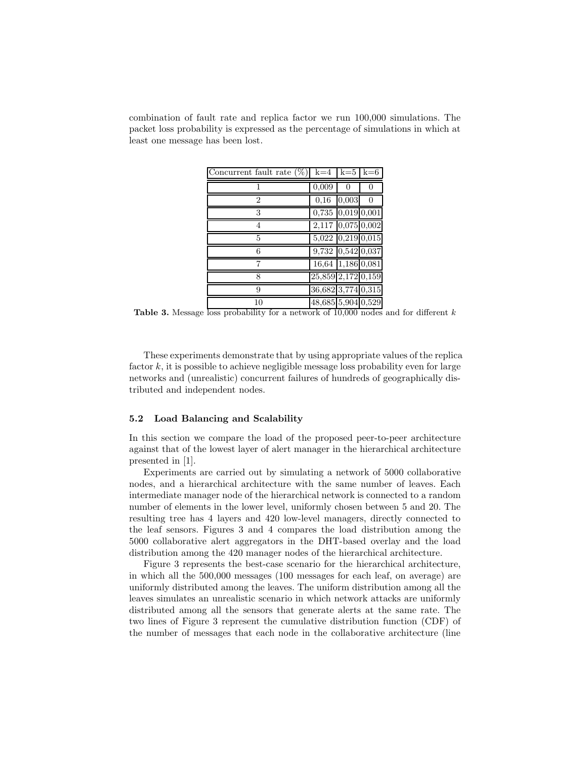combination of fault rate and replica factor we run 100,000 simulations. The packet loss probability is expressed as the percentage of simulations in which at least one message has been lost.

| Concurrent fault rate (%) | k=4 | k=5 | k=6 |
|---|---|---|---|
| 1 | 0,009 | 0 | 0 |
| 2 | 0,16 | 0,003 | 0 |
| 3 | 0,735 | 0,019 | 0,001 |
| 4 | 2,117 | 0,075 | 0,002 |
| 5 | 5,022 | 0,219 | 0,015 |
| 6 | 9,732 | 0,542 | 0,037 |
| 7 | 16,64 | 1,186 | 0,081 |
| 8 | 25,859 | 2,172 | 0,159 |
| 9 | 36,682 | 3,774 | 0,315 |
| 10 | 48,685 | 5,904 | 0,529 |

**Table 3.** Message loss probability for a network of 10,000 nodes and for different $k$

These experiments demonstrate that by using appropriate values of the replica factor $k$, it is possible to achieve negligible message loss probability even for large networks and (unrealistic) concurrent failures of hundreds of geographically distributed and independent nodes.

### 5.2 Load Balancing and Scalability

In this section we compare the load of the proposed peer-to-peer architecture against that of the lowest layer of alert manager in the hierarchical architecture presented in [1].

Experiments are carried out by simulating a network of 5000 collaborative nodes, and a hierarchical architecture with the same number of leaves. Each intermediate manager node of the hierarchical network is connected to a random number of elements in the lower level, uniformly chosen between 5 and 20. The resulting tree has 4 layers and 420 low-level managers, directly connected to the leaf sensors. Figures 3 and 4 compares the load distribution among the 5000 collaborative alert aggregators in the DHT-based overlay and the load distribution among the 420 manager nodes of the hierarchical architecture.

Figure 3 represents the best-case scenario for the hierarchical architecture, in which all the 500,000 messages (100 messages for each leaf, on average) are uniformly distributed among the leaves. The uniform distribution among all the leaves simulates an unrealistic scenario in which network attacks are uniformly distributed among all the sensors that generate alerts at the same rate. The two lines of Figure 3 represent the cumulative distribution function (CDF) of the number of messages that each node in the collaborative architecture (line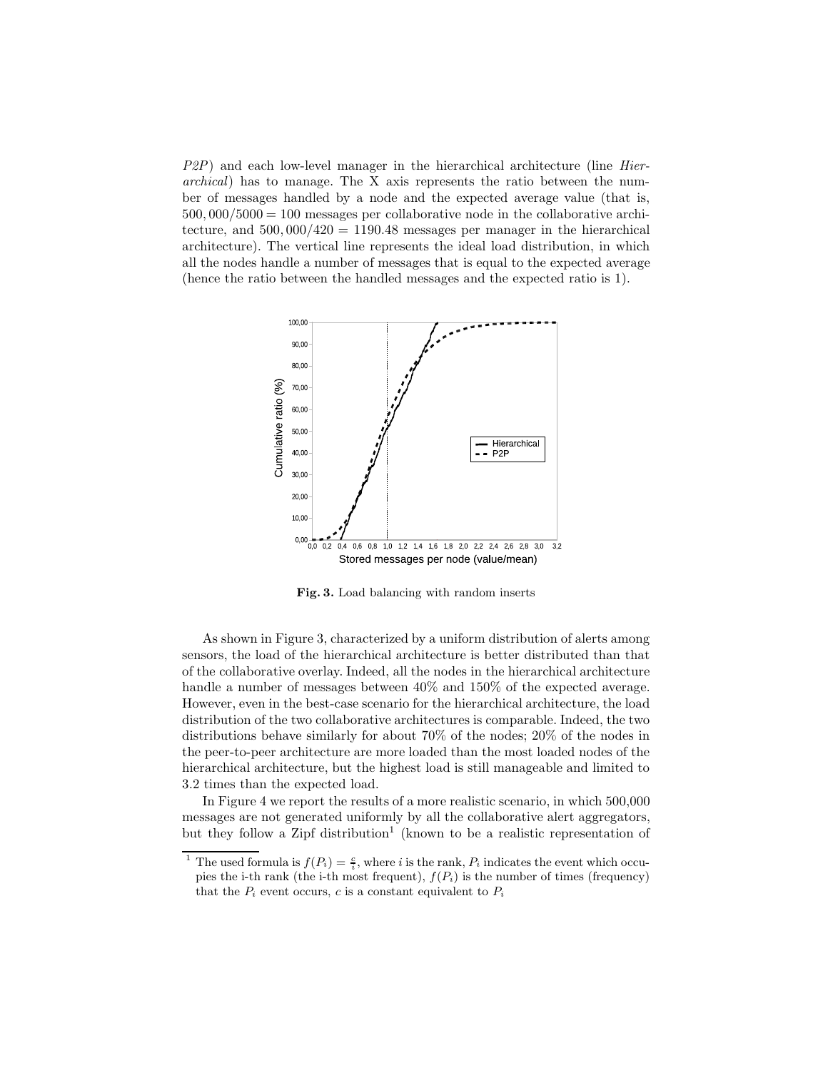*P2P*) and each low-level manager in the hierarchical architecture (line *Hierarchical*) has to manage. The X axis represents the ratio between the number of messages handled by a node and the expected average value (that is, $500,000/5000 = 100$ messages per collaborative node in the collaborative architecture, and $500,000/420 = 1190.48$ messages per manager in the hierarchical architecture). The vertical line represents the ideal load distribution, in which all the nodes handle a number of messages that is equal to the expected average (hence the ratio between the handled messages and the expected ratio is 1).

**Fig. 3.** Load balancing with random inserts

As shown in Figure 3, characterized by a uniform distribution of alerts among sensors, the load of the hierarchical architecture is better distributed than that of the collaborative overlay. Indeed, all the nodes in the hierarchical architecture handle a number of messages between 40% and 150% of the expected average. However, even in the best-case scenario for the hierarchical architecture, the load distribution of the two collaborative architectures is comparable. Indeed, the two distributions behave similarly for about 70% of the nodes; 20% of the nodes in the peer-to-peer architecture are more loaded than the most loaded nodes of the hierarchical architecture, but the highest load is still manageable and limited to 3.2 times than the expected load.

In Figure 4 we report the results of a more realistic scenario, in which 500,000 messages are not generated uniformly by all the collaborative alert aggregators, but they follow a Zipf distribution[1] (known to be a realistic representation of

[1] The used formula is $f(P_i) = \frac{c}{i}$, where $i$ is the rank, $P_i$ indicates the event which occupies the i-th rank (the i-th most frequent), $f(P_i)$ is the number of times (frequency) that the $P_i$ event occurs, $c$ is a constant equivalent to $P_i$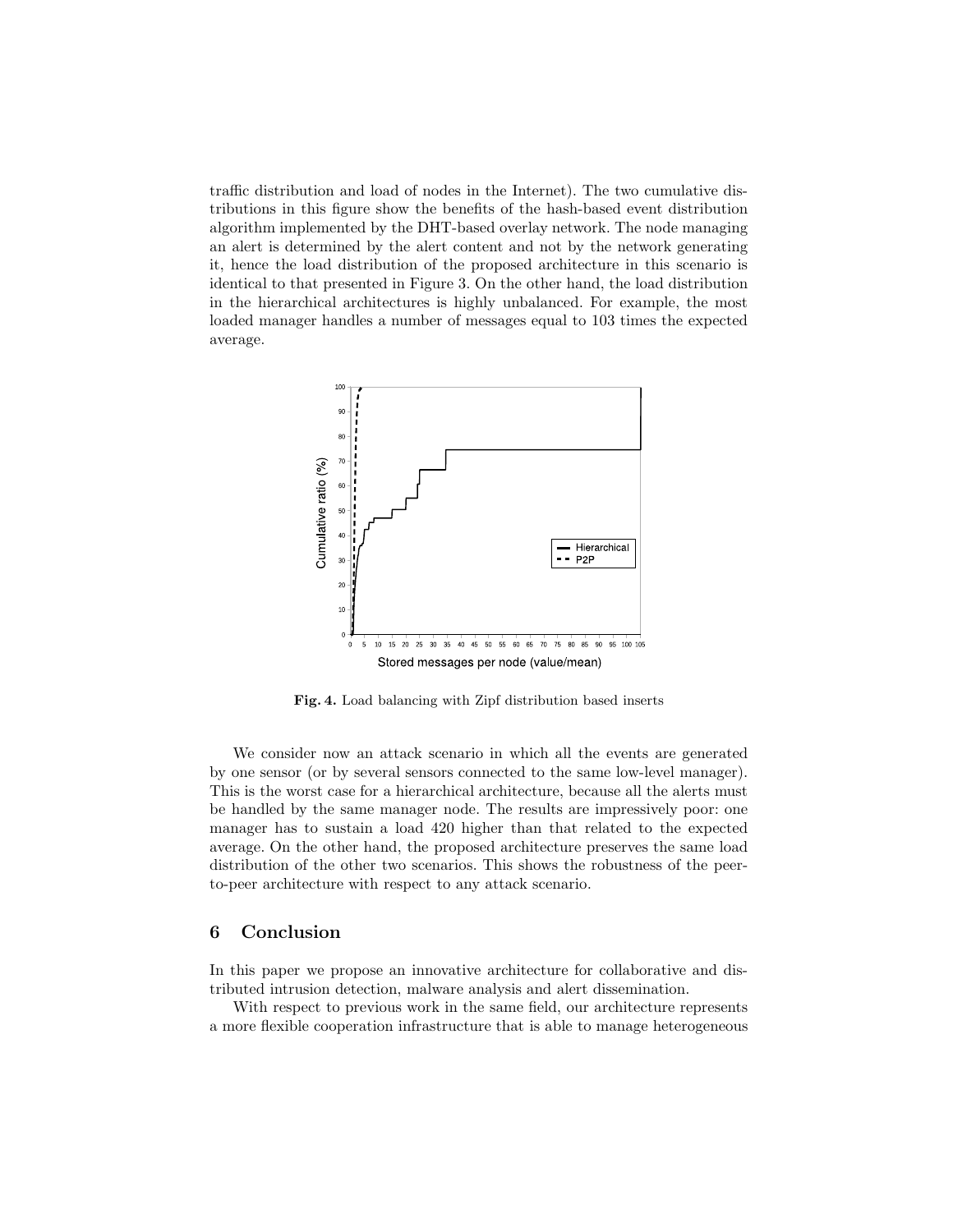traffic distribution and load of nodes in the Internet). The two cumulative distributions in this figure show the benefits of the hash-based event distribution algorithm implemented by the DHT-based overlay network. The node managing an alert is determined by the alert content and not by the network generating it, hence the load distribution of the proposed architecture in this scenario is identical to that presented in Figure 3. On the other hand, the load distribution in the hierarchical architectures is highly unbalanced. For example, the most loaded manager handles a number of messages equal to 103 times the expected average.

**Fig. 4.** Load balancing with Zipf distribution based inserts

We consider now an attack scenario in which all the events are generated by one sensor (or by several sensors connected to the same low-level manager). This is the worst case for a hierarchical architecture, because all the alerts must be handled by the same manager node. The results are impressively poor: one manager has to sustain a load 420 higher than that related to the expected average. On the other hand, the proposed architecture preserves the same load distribution of the other two scenarios. This shows the robustness of the peer-to-peer architecture with respect to any attack scenario.

## 6 Conclusion

In this paper we propose an innovative architecture for collaborative and distributed intrusion detection, malware analysis and alert dissemination.

With respect to previous work in the same field, our architecture represents a more flexible cooperation infrastructure that is able to manage heterogeneous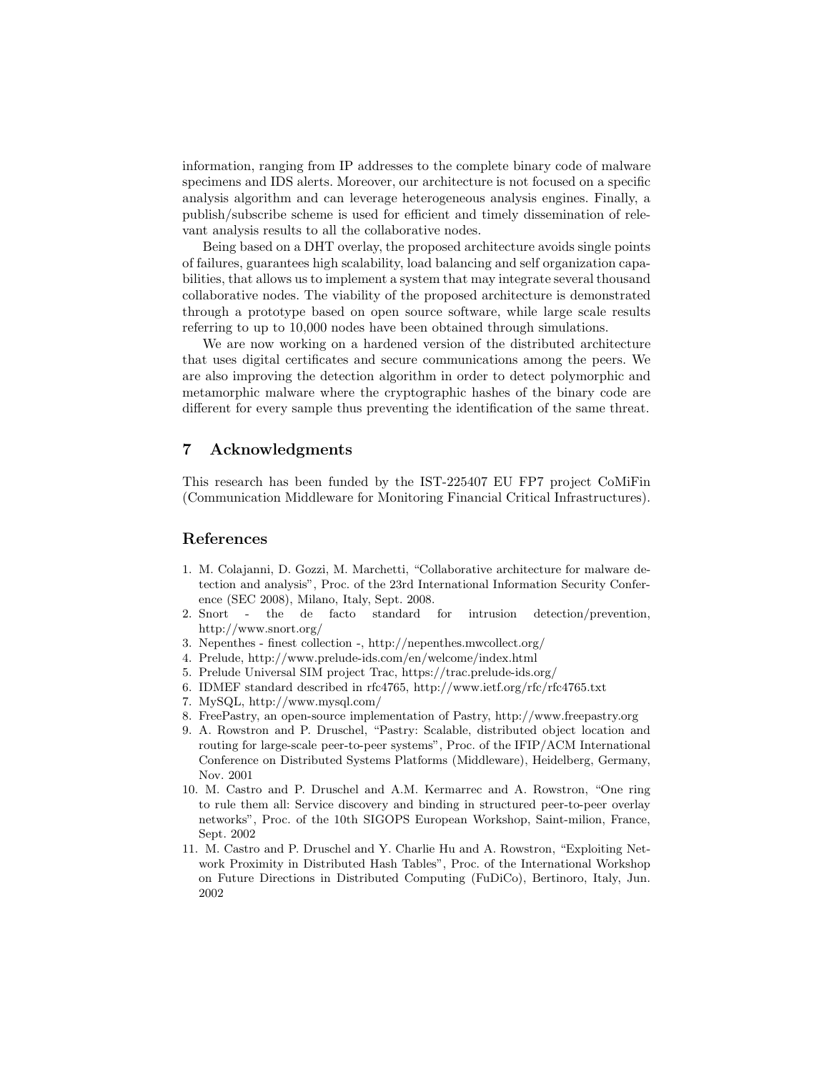information, ranging from IP addresses to the complete binary code of malware specimens and IDS alerts. Moreover, our architecture is not focused on a specific analysis algorithm and can leverage heterogeneous analysis engines. Finally, a publish/subscribe scheme is used for efficient and timely dissemination of relevant analysis results to all the collaborative nodes.

Being based on a DHT overlay, the proposed architecture avoids single points of failures, guarantees high scalability, load balancing and self organization capabilities, that allows us to implement a system that may integrate several thousand collaborative nodes. The viability of the proposed architecture is demonstrated through a prototype based on open source software, while large scale results referring to up to 10,000 nodes have been obtained through simulations.

We are now working on a hardened version of the distributed architecture that uses digital certificates and secure communications among the peers. We are also improving the detection algorithm in order to detect polymorphic and metamorphic malware where the cryptographic hashes of the binary code are different for every sample thus preventing the identification of the same threat.

## 7 Acknowledgments

This research has been funded by the IST-225407 EU FP7 project CoMiFin (Communication Middleware for Monitoring Financial Critical Infrastructures).

## References

1. M. Colajanni, D. Gozzi, M. Marchetti, "Collaborative architecture for malware detection and analysis", Proc. of the 23rd International Information Security Conference (SEC 2008), Milano, Italy, Sept. 2008.
2. Snort - the de facto standard for intrusion detection/prevention, http://www.snort.org/
3. Nepenthes - finest collection -, http://nepenthes.mwcollect.org/
4. Prelude, http://www.prelude-ids.com/en/welcome/index.html
5. Prelude Universal SIM project Trac, https://trac.prelude-ids.org/
6. IDMEF standard described in rfc4765, http://www.ietf.org/rfc/rfc4765.txt
7. MySQL, http://www.mysql.com/
8. FreePastry, an open-source implementation of Pastry, http://www.freepastry.org
9. A. Rowstron and P. Druschel, "Pastry: Scalable, distributed object location and routing for large-scale peer-to-peer systems", Proc. of the IFIP/ACM International Conference on Distributed Systems Platforms (Middleware), Heidelberg, Germany, Nov. 2001
10. M. Castro and P. Druschel and A.M. Kermarrec and A. Rowstron, "One ring to rule them all: Service discovery and binding in structured peer-to-peer overlay networks", Proc. of the 10th SIGOPS European Workshop, Saint-milion, France, Sept. 2002
11. M. Castro and P. Druschel and Y. Charlie Hu and A. Rowstron, "Exploiting Network Proximity in Distributed Hash Tables", Proc. of the International Workshop on Future Directions in Distributed Computing (FuDiCo), Bertinoro, Italy, Jun. 2002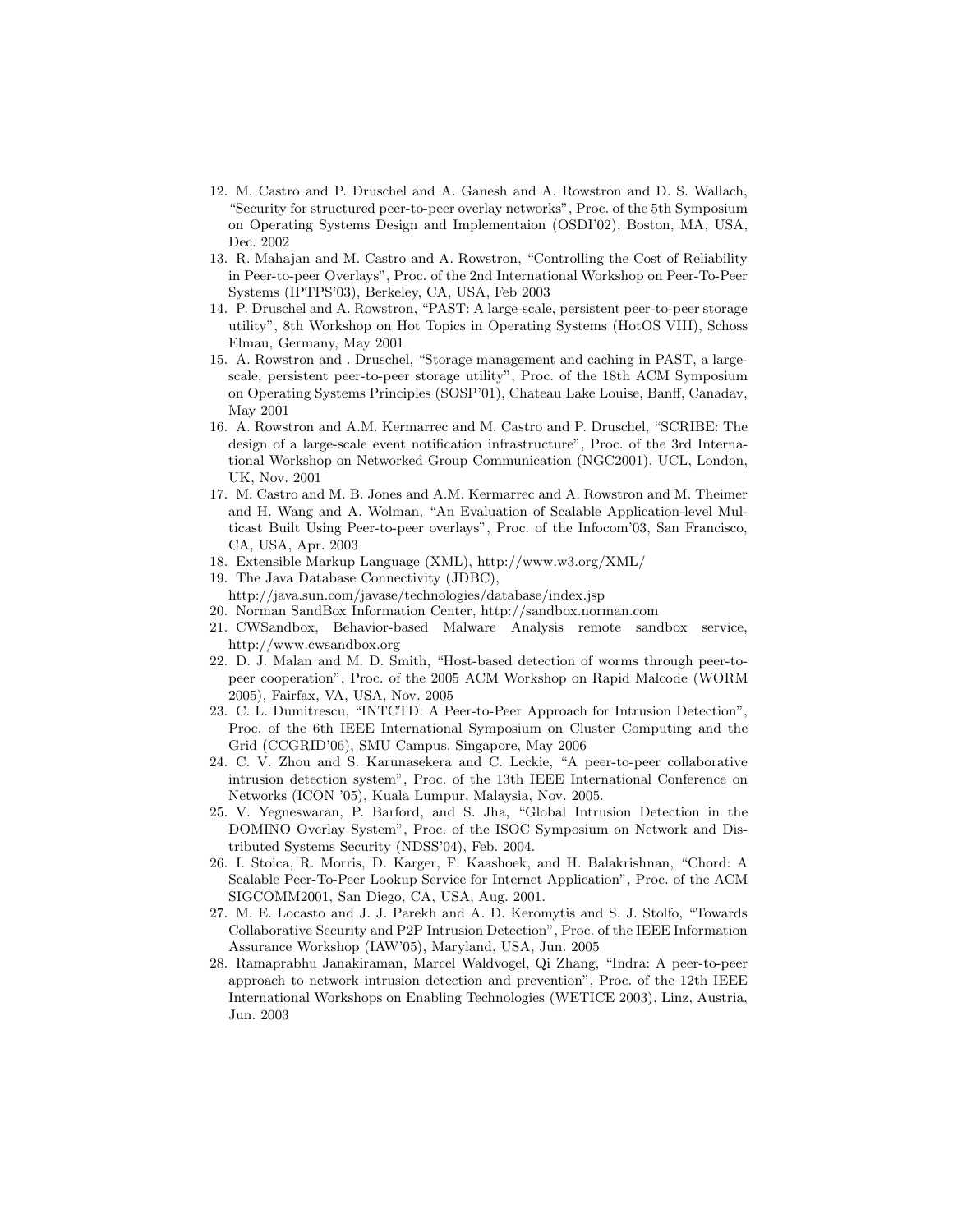12. M. Castro and P. Druschel and A. Ganesh and A. Rowstron and D. S. Wallach, “Security for structured peer-to-peer overlay networks”, Proc. of the 5th Symposium on Operating Systems Design and Implementaion (OSDI’02), Boston, MA, USA, Dec. 2002
13. R. Mahajan and M. Castro and A. Rowstron, “Controlling the Cost of Reliability in Peer-to-peer Overlays”, Proc. of the 2nd International Workshop on Peer-To-Peer Systems (IPTPS’03), Berkeley, CA, USA, Feb 2003
14. P. Druschel and A. Rowstron, “PAST: A large-scale, persistent peer-to-peer storage utility”, 8th Workshop on Hot Topics in Operating Systems (HotOS VIII), Schoss Elmau, Germany, May 2001
15. A. Rowstron and . Druschel, “Storage management and caching in PAST, a large-scale, persistent peer-to-peer storage utility”, Proc. of the 18th ACM Symposium on Operating Systems Principles (SOSP’01), Chateau Lake Louise, Banff, Canadav, May 2001
16. A. Rowstron and A.M. Kermarrec and M. Castro and P. Druschel, “SCRIBE: The design of a large-scale event notification infrastructure”, Proc. of the 3rd International Workshop on Networked Group Communication (NGC2001), UCL, London, UK, Nov. 2001
17. M. Castro and M. B. Jones and A.M. Kermarrec and A. Rowstron and M. Theimer and H. Wang and A. Wolman, “An Evaluation of Scalable Application-level Multicast Built Using Peer-to-peer overlays”, Proc. of the Infocom’03, San Francisco, CA, USA, Apr. 2003
18. Extensible Markup Language (XML), http://www.w3.org/XML/
19. The Java Database Connectivity (JDBC), http://java.sun.com/javase/technologies/database/index.jsp
20. Norman SandBox Information Center, http://sandbox.norman.com
21. CWSandbox, Behavior-based Malware Analysis remote sandbox service, http://www.cwsandbox.org
22. D. J. Malan and M. D. Smith, “Host-based detection of worms through peer-to-peer cooperation”, Proc. of the 2005 ACM Workshop on Rapid Malcode (WORM 2005), Fairfax, VA, USA, Nov. 2005
23. C. L. Dumitrescu, “INTCTD: A Peer-to-Peer Approach for Intrusion Detection”, Proc. of the 6th IEEE International Symposium on Cluster Computing and the Grid (CCGRID’06), SMU Campus, Singapore, May 2006
24. C. V. Zhou and S. Karunasekera and C. Leckie, “A peer-to-peer collaborative intrusion detection system”, Proc. of the 13th IEEE International Conference on Networks (ICON ’05), Kuala Lumpur, Malaysia, Nov. 2005.
25. V. Yegneswaran, P. Barford, and S. Jha, “Global Intrusion Detection in the DOMINO Overlay System”, Proc. of the ISOC Symposium on Network and Distributed Systems Security (NDSS’04), Feb. 2004.
26. I. Stoica, R. Morris, D. Karger, F. Kaashoek, and H. Balakrishnan, “Chord: A Scalable Peer-To-Peer Lookup Service for Internet Application”, Proc. of the ACM SIGCOMM2001, San Diego, CA, USA, Aug. 2001.
27. M. E. Locasto and J. J. Parekh and A. D. Keromytis and S. J. Stolfo, “Towards Collaborative Security and P2P Intrusion Detection”, Proc. of the IEEE Information Assurance Workshop (IAW’05), Maryland, USA, Jun. 2005
28. Ramaprabhu Janakiraman, Marcel Waldvogel, Qi Zhang, “Indra: A peer-to-peer approach to network intrusion detection and prevention”, Proc. of the 12th IEEE International Workshops on Enabling Technologies (WETICE 2003), Linz, Austria, Jun. 2003